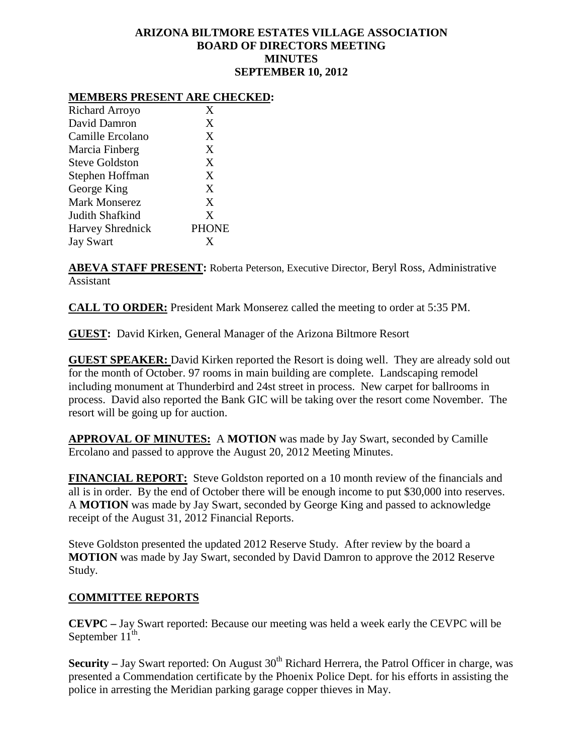**ARIZONA BILTMORE ESTATES VILLAGE ASSOCIATION**
**BOARD OF DIRECTORS MEETING**
**MINUTES**
**SEPTEMBER 10, 2012**

**MEMBERS PRESENT ARE CHECKED:**

| | |
|---|---|
| Richard Arroyo | X |
| David Damron | X |
| Camille Ercolano | X |
| Marcia Finberg | X |
| Steve Goldston | X |
| Stephen Hoffman | X |
| George King | X |
| Mark Monserez | X |
| Judith Shafkind | X |
| Harvey Shrednick | PHONE |
| Jay Swart | X |

**ABEVA STAFF PRESENT:** Roberta Peterson, Executive Director, Beryl Ross, Administrative Assistant

**CALL TO ORDER:** President Mark Monserez called the meeting to order at 5:35 PM.

**GUEST:** David Kirken, General Manager of the Arizona Biltmore Resort

**GUEST SPEAKER:** David Kirken reported the Resort is doing well. They are already sold out for the month of October. 97 rooms in main building are complete. Landscaping remodel including monument at Thunderbird and 24st street in process. New carpet for ballrooms in process. David also reported the Bank GIC will be taking over the resort come November. The resort will be going up for auction.

**APPROVAL OF MINUTES:** A **MOTION** was made by Jay Swart, seconded by Camille Ercolano and passed to approve the August 20, 2012 Meeting Minutes.

**FINANCIAL REPORT:** Steve Goldston reported on a 10 month review of the financials and all is in order. By the end of October there will be enough income to put $30,000 into reserves. A **MOTION** was made by Jay Swart, seconded by George King and passed to acknowledge receipt of the August 31, 2012 Financial Reports.

Steve Goldston presented the updated 2012 Reserve Study. After review by the board a **MOTION** was made by Jay Swart, seconded by David Damron to approve the 2012 Reserve Study.

**COMMITTEE REPORTS**

**CEVPC –** Jay Swart reported: Because our meeting was held a week early the CEVPC will be September 11th.

**Security –** Jay Swart reported: On August 30th Richard Herrera, the Patrol Officer in charge, was presented a Commendation certificate by the Phoenix Police Dept. for his efforts in assisting the police in arresting the Meridian parking garage copper thieves in May.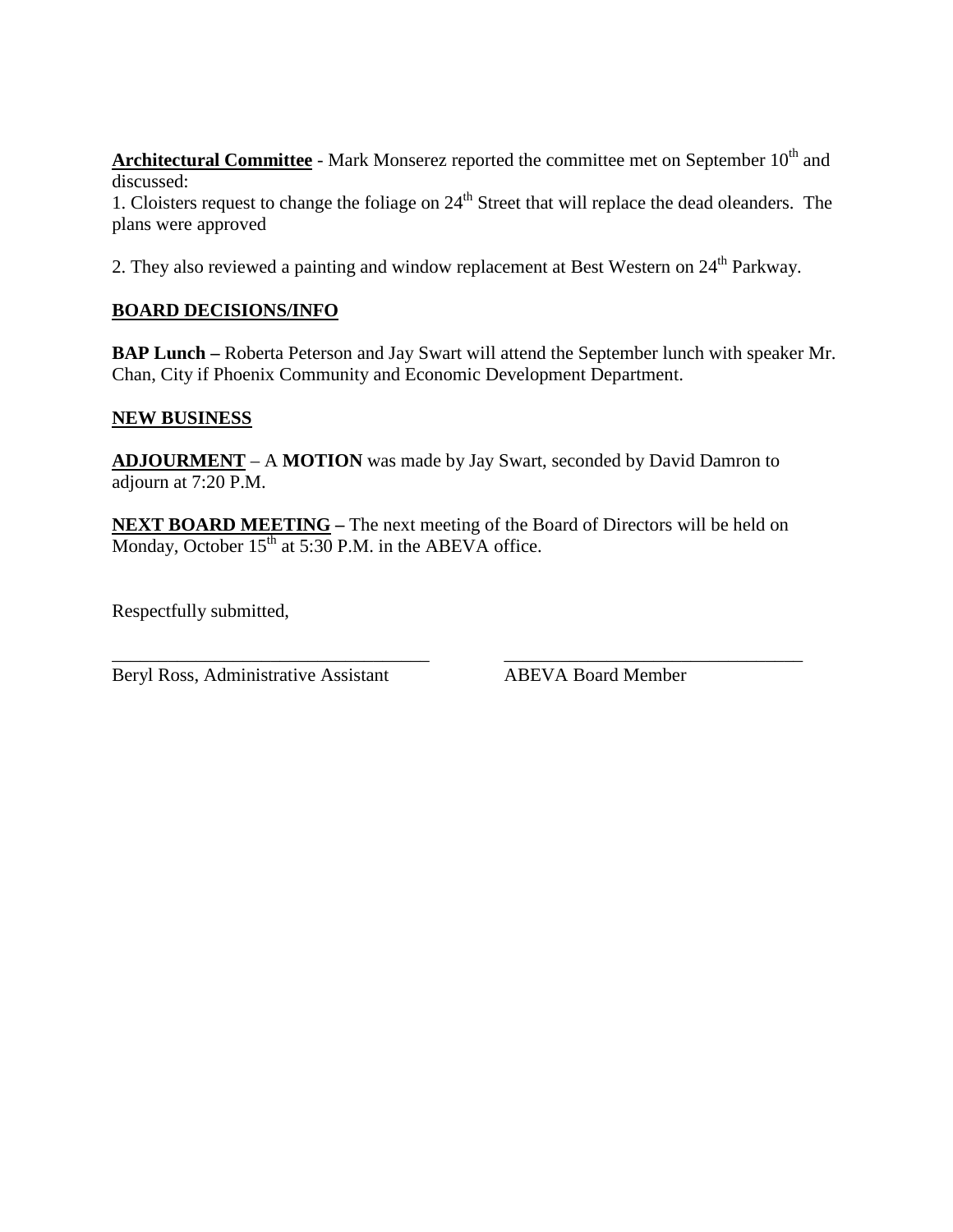**Architectural Committee** - Mark Monserez reported the committee met on September 10th and discussed:

1. Cloisters request to change the foliage on 24th Street that will replace the dead oleanders. The plans were approved

2. They also reviewed a painting and window replacement at Best Western on 24th Parkway.

**BOARD DECISIONS/INFO**

**BAP Lunch –** Roberta Peterson and Jay Swart will attend the September lunch with speaker Mr. Chan, City if Phoenix Community and Economic Development Department.

**NEW BUSINESS**

**ADJOURMENT** – A **MOTION** was made by Jay Swart, seconded by David Damron to adjourn at 7:20 P.M.

**NEXT BOARD MEETING –** The next meeting of the Board of Directors will be held on Monday, October 15th at 5:30 P.M. in the ABEVA office.

Respectfully submitted,

| | |
|---|---|
| ___________________________________ | _________________________________ |
| Beryl Ross, Administrative Assistant | ABEVA Board Member |